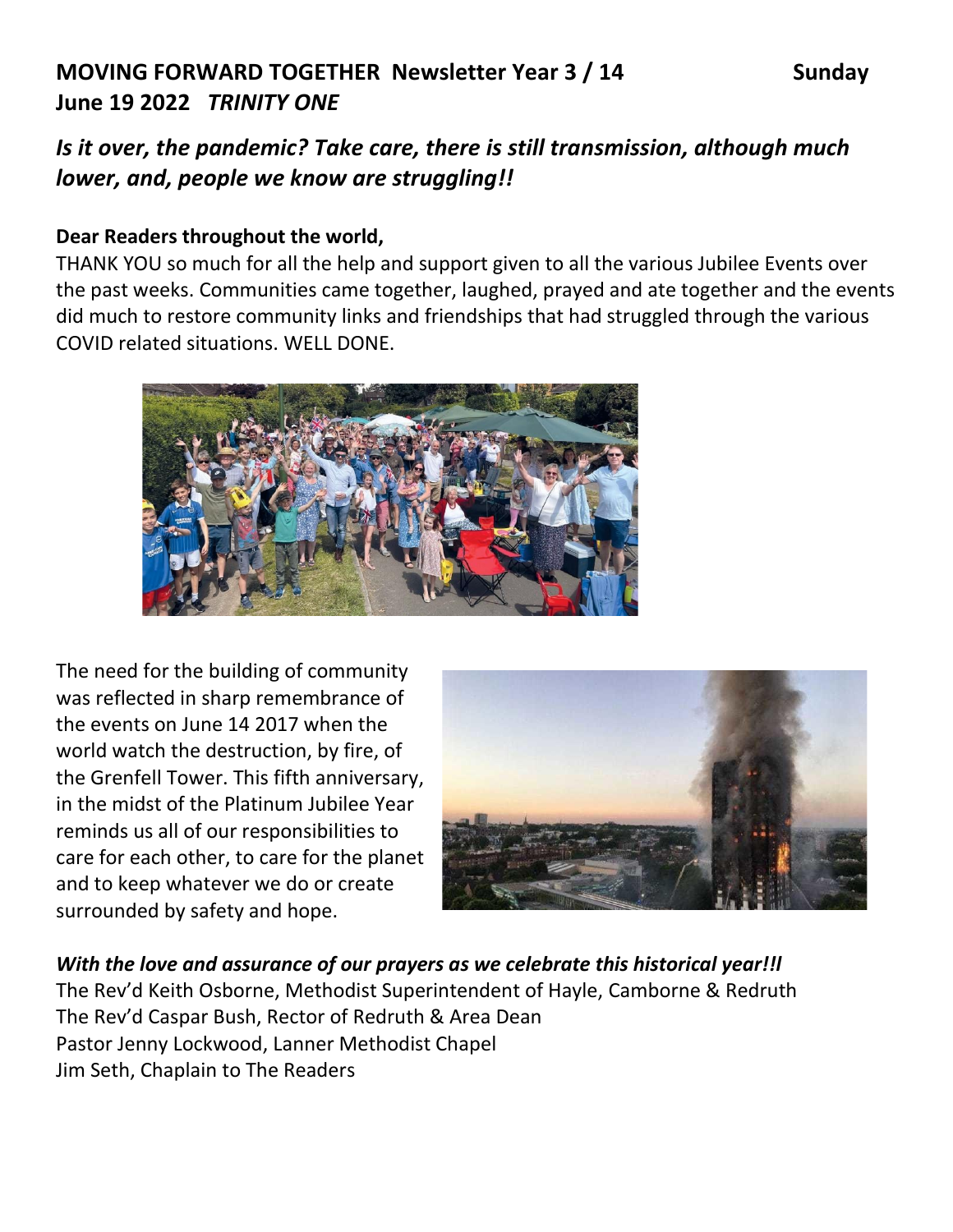**MOVING FORWARD TOGETHER Newsletter Year 3 / 14 Sunday June 19 2022** ***TRINITY ONE***

## *Is it over, the pandemic? Take care, there is still transmission, although much lower, and, people we know are struggling!!*

**Dear Readers throughout the world,**

THANK YOU so much for all the help and support given to all the various Jubilee Events over the past weeks. Communities came together, laughed, prayed and ate together and the events did much to restore community links and friendships that had struggled through the various COVID related situations. WELL DONE.

The need for the building of community was reflected in sharp remembrance of the events on June 14 2017 when the world watch the destruction, by fire, of the Grenfell Tower. This fifth anniversary, in the midst of the Platinum Jubilee Year reminds us all of our responsibilities to care for each other, to care for the planet and to keep whatever we do or create surrounded by safety and hope.

***With the love and assurance of our prayers as we celebrate this historical year!!l***

The Rev'd Keith Osborne, Methodist Superintendent of Hayle, Camborne & Redruth
The Rev'd Caspar Bush, Rector of Redruth & Area Dean
Pastor Jenny Lockwood, Lanner Methodist Chapel
Jim Seth, Chaplain to The Readers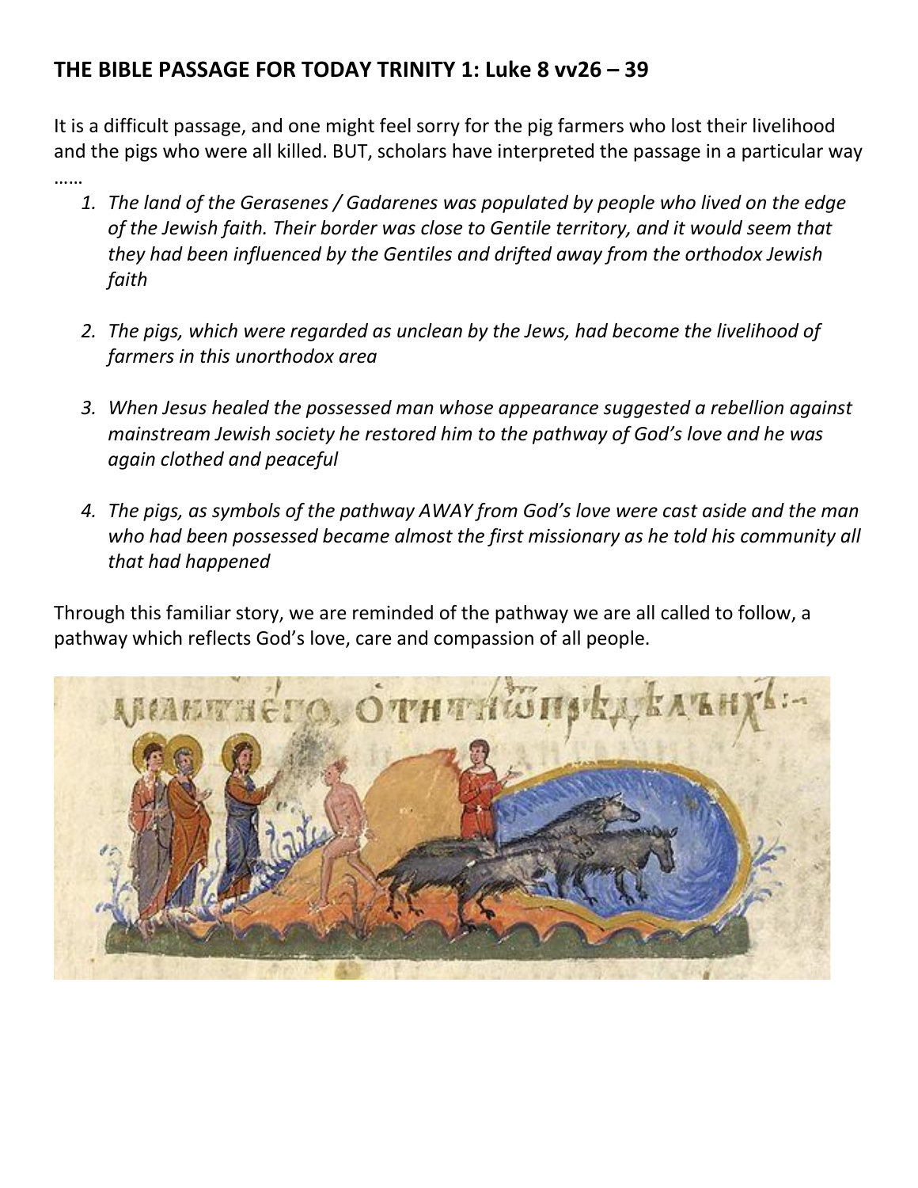**THE BIBLE PASSAGE FOR TODAY TRINITY 1: Luke 8 vv26 – 39**

It is a difficult passage, and one might feel sorry for the pig farmers who lost their livelihood and the pigs who were all killed. BUT, scholars have interpreted the passage in a particular way ……

1. *The land of the Gerasenes / Gadarenes was populated by people who lived on the edge of the Jewish faith. Their border was close to Gentile territory, and it would seem that they had been influenced by the Gentiles and drifted away from the orthodox Jewish faith*

2. *The pigs, which were regarded as unclean by the Jews, had become the livelihood of farmers in this unorthodox area*

3. *When Jesus healed the possessed man whose appearance suggested a rebellion against mainstream Jewish society he restored him to the pathway of God's love and he was again clothed and peaceful*

4. *The pigs, as symbols of the pathway AWAY from God's love were cast aside and the man who had been possessed became almost the first missionary as he told his community all that had happened*

Through this familiar story, we are reminded of the pathway we are all called to follow, a pathway which reflects God's love, care and compassion of all people.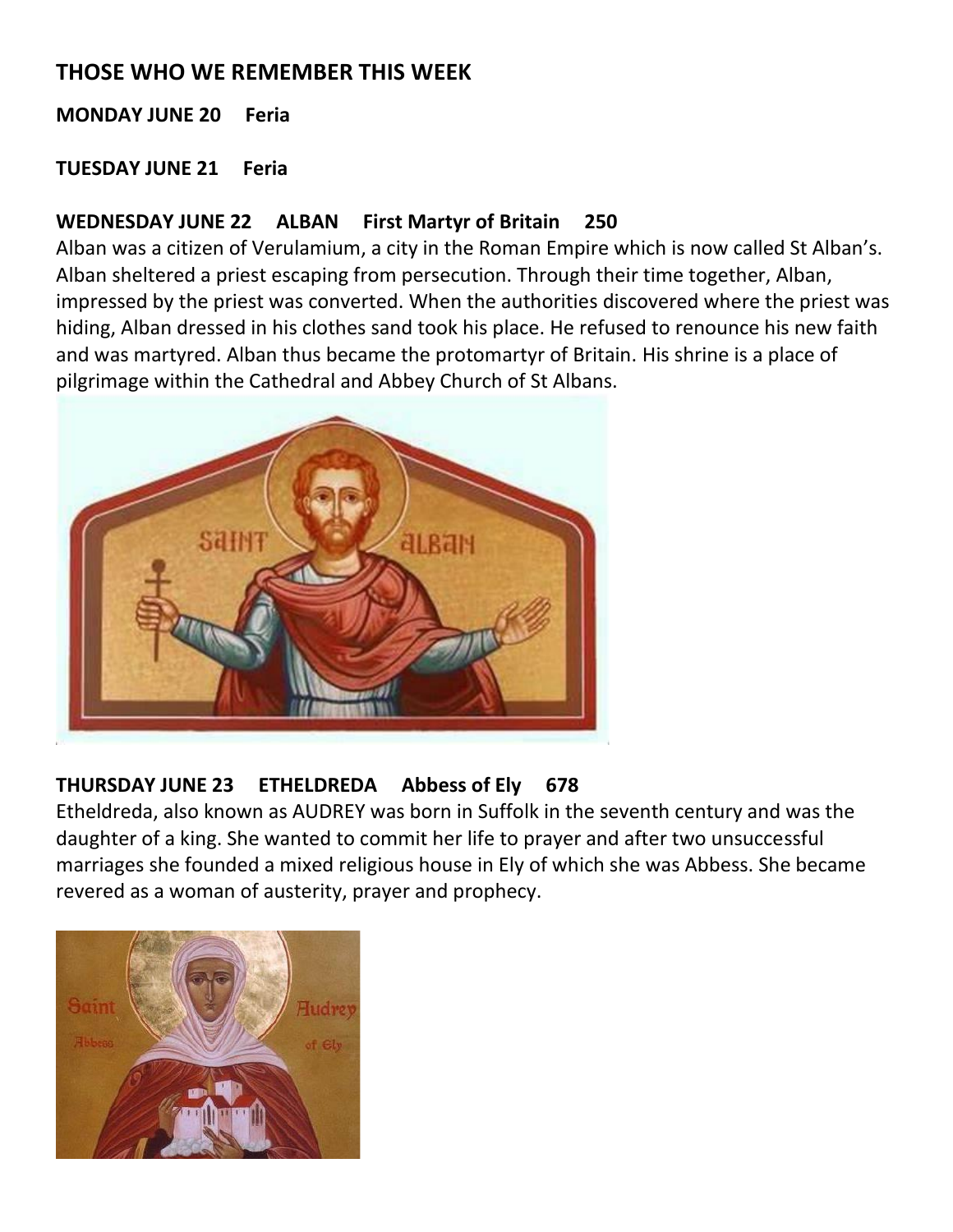## THOSE WHO WE REMEMBER THIS WEEK

**MONDAY JUNE 20 Feria**

**TUESDAY JUNE 21 Feria**

**WEDNESDAY JUNE 22 ALBAN First Martyr of Britain 250**

Alban was a citizen of Verulamium, a city in the Roman Empire which is now called St Alban's. Alban sheltered a priest escaping from persecution. Through their time together, Alban, impressed by the priest was converted. When the authorities discovered where the priest was hiding, Alban dressed in his clothes sand took his place. He refused to renounce his new faith and was martyred. Alban thus became the protomartyr of Britain. His shrine is a place of pilgrimage within the Cathedral and Abbey Church of St Albans.

**THURSDAY JUNE 23 ETHELDREDA Abbess of Ely 678**

Etheldreda, also known as AUDREY was born in Suffolk in the seventh century and was the daughter of a king. She wanted to commit her life to prayer and after two unsuccessful marriages she founded a mixed religious house in Ely of which she was Abbess. She became revered as a woman of austerity, prayer and prophecy.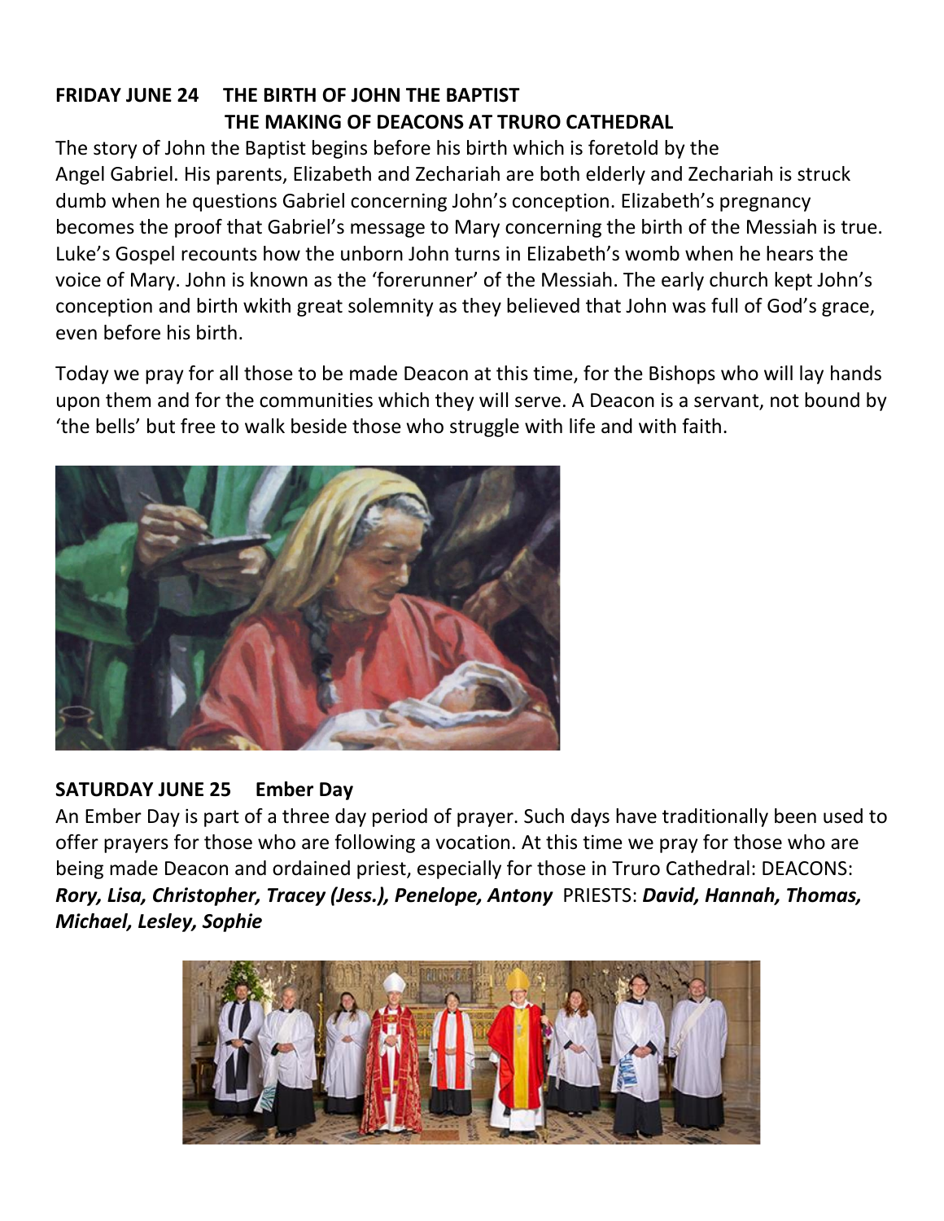**FRIDAY JUNE 24 THE BIRTH OF JOHN THE BAPTIST**
**THE MAKING OF DEACONS AT TRURO CATHEDRAL**

The story of John the Baptist begins before his birth which is foretold by the Angel Gabriel. His parents, Elizabeth and Zechariah are both elderly and Zechariah is struck dumb when he questions Gabriel concerning John's conception. Elizabeth's pregnancy becomes the proof that Gabriel's message to Mary concerning the birth of the Messiah is true. Luke's Gospel recounts how the unborn John turns in Elizabeth's womb when he hears the voice of Mary. John is known as the 'forerunner' of the Messiah. The early church kept John's conception and birth wkith great solemnity as they believed that John was full of God's grace, even before his birth.

Today we pray for all those to be made Deacon at this time, for the Bishops who will lay hands upon them and for the communities which they will serve. A Deacon is a servant, not bound by 'the bells' but free to walk beside those who struggle with life and with faith.

**SATURDAY JUNE 25 Ember Day**

An Ember Day is part of a three day period of prayer. Such days have traditionally been used to offer prayers for those who are following a vocation. At this time we pray for those who are being made Deacon and ordained priest, especially for those in Truro Cathedral: DEACONS: ***Rory, Lisa, Christopher, Tracey (Jess.), Penelope, Antony*** PRIESTS: ***David, Hannah, Thomas, Michael, Lesley, Sophie***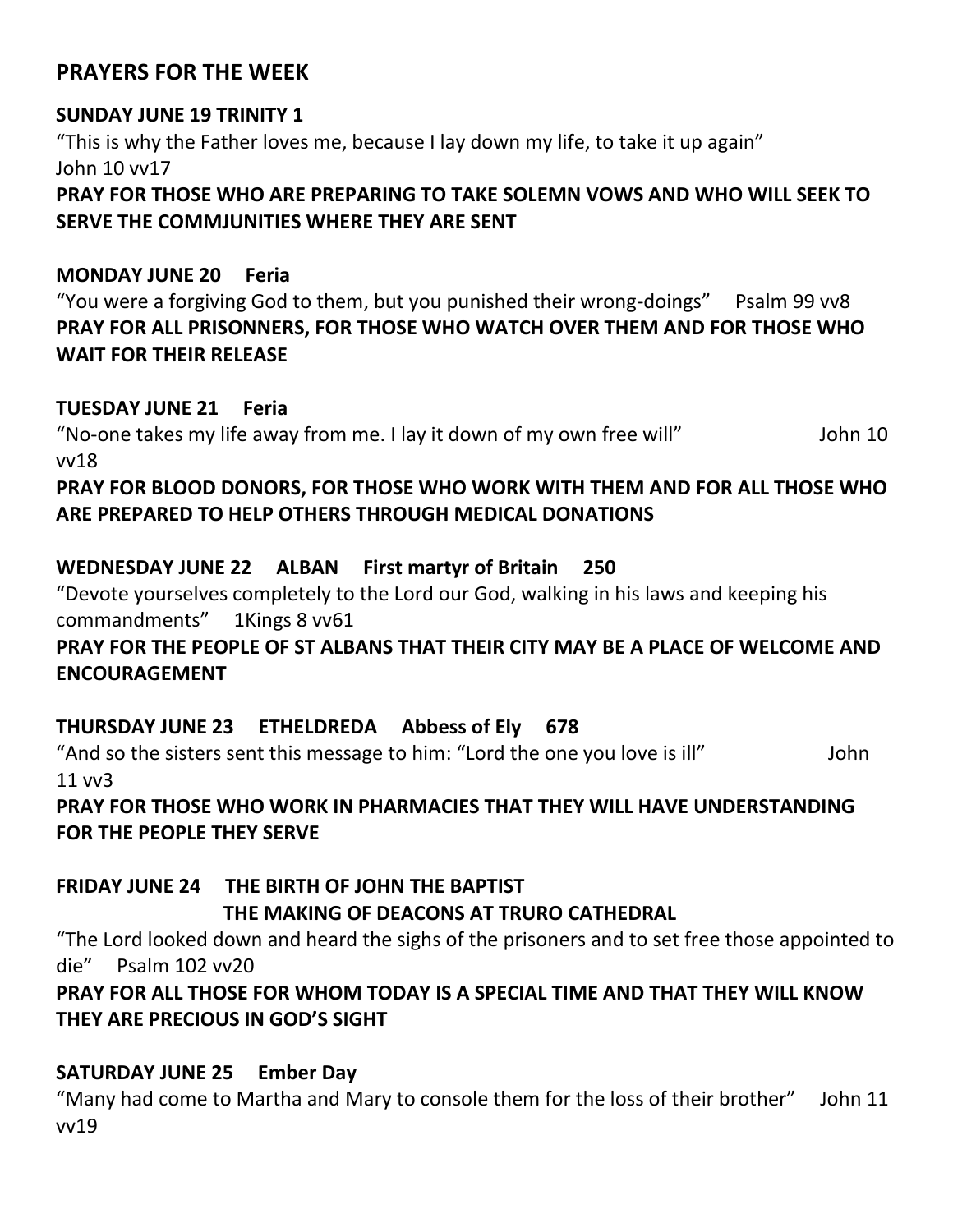## PRAYERS FOR THE WEEK

**SUNDAY JUNE 19 TRINITY 1**

"This is why the Father loves me, because I lay down my life, to take it up again" John 10 vv17

**PRAY FOR THOSE WHO ARE PREPARING TO TAKE SOLEMN VOWS AND WHO WILL SEEK TO SERVE THE COMMJUNITIES WHERE THEY ARE SENT**

**MONDAY JUNE 20 Feria**

"You were a forgiving God to them, but you punished their wrong-doings" Psalm 99 vv8

**PRAY FOR ALL PRISONNERS, FOR THOSE WHO WATCH OVER THEM AND FOR THOSE WHO WAIT FOR THEIR RELEASE**

**TUESDAY JUNE 21 Feria**

"No-one takes my life away from me. I lay it down of my own free will" John 10 vv18

**PRAY FOR BLOOD DONORS, FOR THOSE WHO WORK WITH THEM AND FOR ALL THOSE WHO ARE PREPARED TO HELP OTHERS THROUGH MEDICAL DONATIONS**

**WEDNESDAY JUNE 22 ALBAN First martyr of Britain 250**

"Devote yourselves completely to the Lord our God, walking in his laws and keeping his commandments" 1Kings 8 vv61

**PRAY FOR THE PEOPLE OF ST ALBANS THAT THEIR CITY MAY BE A PLACE OF WELCOME AND ENCOURAGEMENT**

**THURSDAY JUNE 23 ETHELDREDA Abbess of Ely 678**

"And so the sisters sent this message to him: "Lord the one you love is ill" John 11 vv3

**PRAY FOR THOSE WHO WORK IN PHARMACIES THAT THEY WILL HAVE UNDERSTANDING FOR THE PEOPLE THEY SERVE**

**FRIDAY JUNE 24 THE BIRTH OF JOHN THE BAPTIST**
**THE MAKING OF DEACONS AT TRURO CATHEDRAL**

"The Lord looked down and heard the sighs of the prisoners and to set free those appointed to die" Psalm 102 vv20

**PRAY FOR ALL THOSE FOR WHOM TODAY IS A SPECIAL TIME AND THAT THEY WILL KNOW THEY ARE PRECIOUS IN GOD'S SIGHT**

**SATURDAY JUNE 25 Ember Day**

"Many had come to Martha and Mary to console them for the loss of their brother" John 11 vv19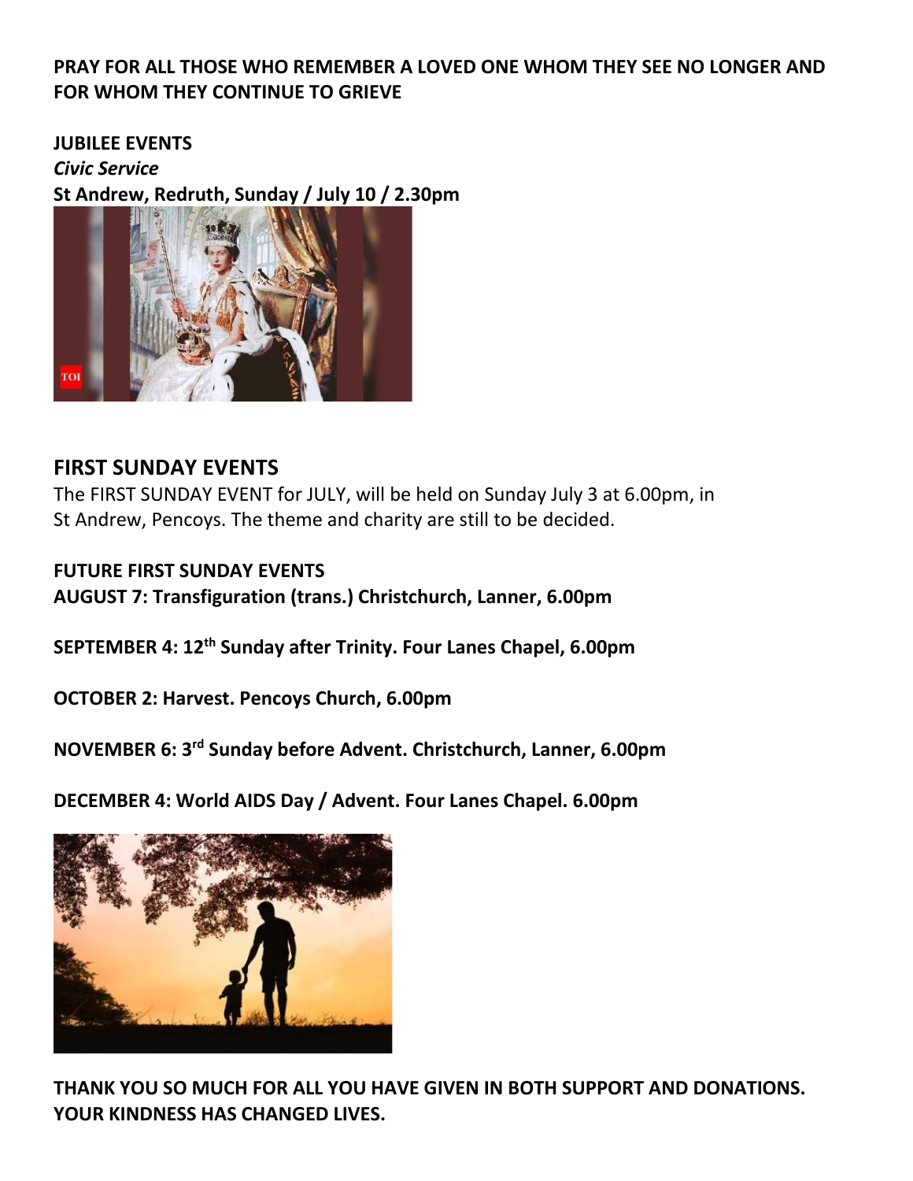**PRAY FOR ALL THOSE WHO REMEMBER A LOVED ONE WHOM THEY SEE NO LONGER AND FOR WHOM THEY CONTINUE TO GRIEVE**

**JUBILEE EVENTS**

***Civic Service***

**St Andrew, Redruth, Sunday / July 10 / 2.30pm**

## FIRST SUNDAY EVENTS

The FIRST SUNDAY EVENT for JULY, will be held on Sunday July 3 at 6.00pm, in St Andrew, Pencoys. The theme and charity are still to be decided.

**FUTURE FIRST SUNDAY EVENTS**

**AUGUST 7: Transfiguration (trans.) Christchurch, Lanner, 6.00pm**

**SEPTEMBER 4: 12th Sunday after Trinity. Four Lanes Chapel, 6.00pm**

**OCTOBER 2: Harvest. Pencoys Church, 6.00pm**

**NOVEMBER 6: 3rd Sunday before Advent. Christchurch, Lanner, 6.00pm**

**DECEMBER 4: World AIDS Day / Advent. Four Lanes Chapel. 6.00pm**

**THANK YOU SO MUCH FOR ALL YOU HAVE GIVEN IN BOTH SUPPORT AND DONATIONS. YOUR KINDNESS HAS CHANGED LIVES.**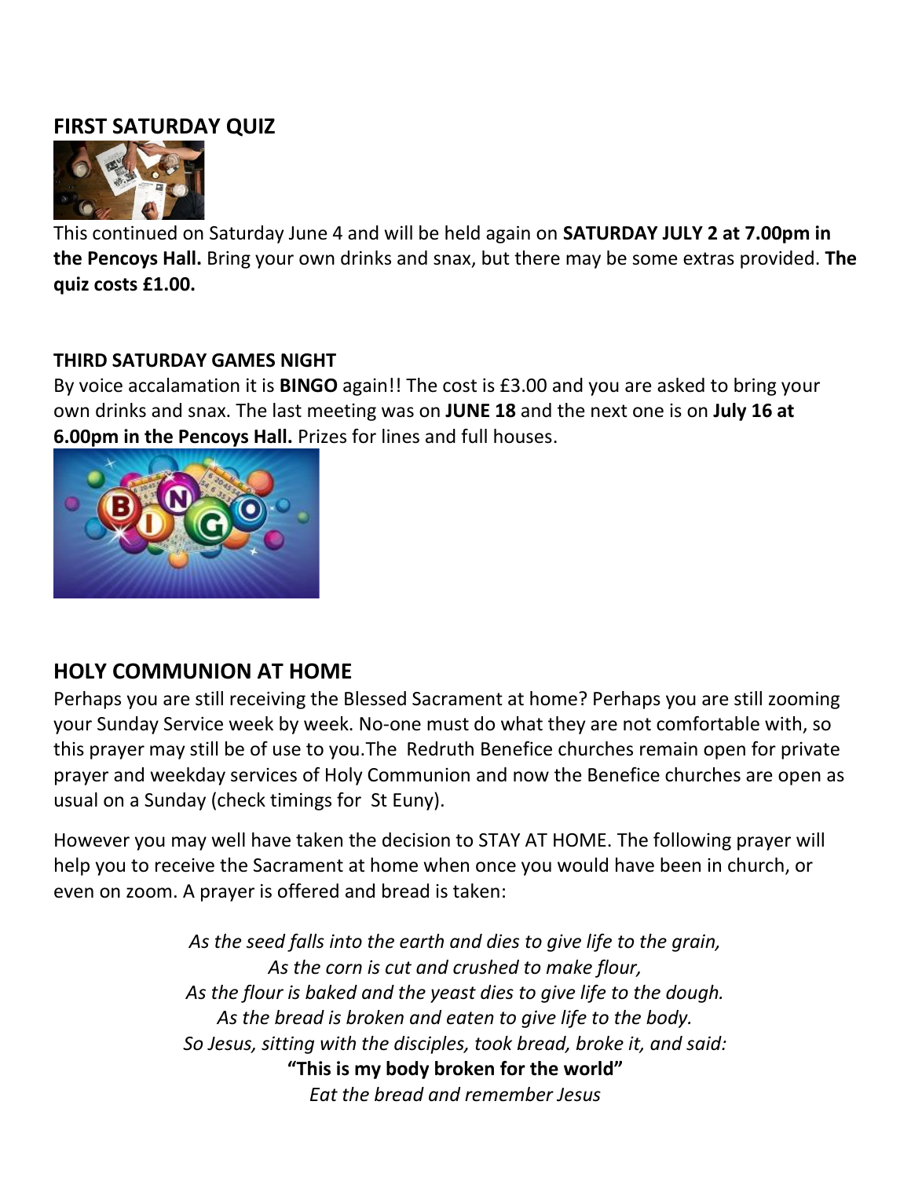## FIRST SATURDAY QUIZ

This continued on Saturday June 4 and will be held again on **SATURDAY JULY 2 at 7.00pm in the Pencoys Hall.** Bring your own drinks and snax, but there may be some extras provided. **The quiz costs £1.00.**

### THIRD SATURDAY GAMES NIGHT

By voice accalamation it is **BINGO** again!! The cost is £3.00 and you are asked to bring your own drinks and snax. The last meeting was on **JUNE 18** and the next one is on **July 16 at 6.00pm in the Pencoys Hall.** Prizes for lines and full houses.

## HOLY COMMUNION AT HOME

Perhaps you are still receiving the Blessed Sacrament at home? Perhaps you are still zooming your Sunday Service week by week. No-one must do what they are not comfortable with, so this prayer may still be of use to you.The Redruth Benefice churches remain open for private prayer and weekday services of Holy Communion and now the Benefice churches are open as usual on a Sunday (check timings for St Euny).

However you may well have taken the decision to STAY AT HOME. The following prayer will help you to receive the Sacrament at home when once you would have been in church, or even on zoom. A prayer is offered and bread is taken:

*As the seed falls into the earth and dies to give life to the grain,*
*As the corn is cut and crushed to make flour,*
*As the flour is baked and the yeast dies to give life to the dough.*
*As the bread is broken and eaten to give life to the body.*
*So Jesus, sitting with the disciples, took bread, broke it, and said:*
**"This is my body broken for the world"**
*Eat the bread and remember Jesus*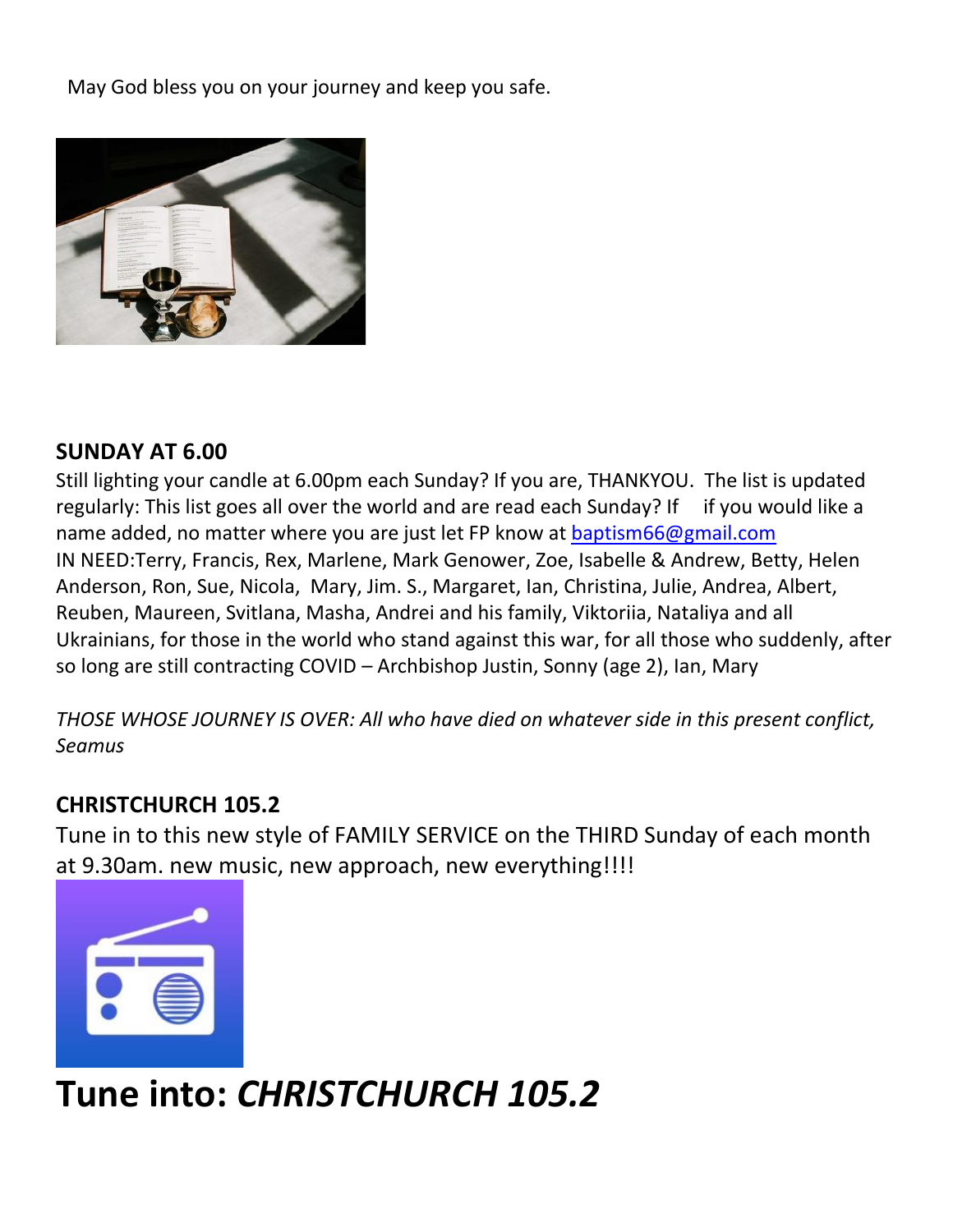May God bless you on your journey and keep you safe.

## SUNDAY AT 6.00

Still lighting your candle at 6.00pm each Sunday? If you are, THANKYOU. The list is updated regularly: This list goes all over the world and are read each Sunday? If if you would like a name added, no matter where you are just let FP know at baptism66@gmail.com

IN NEED:Terry, Francis, Rex, Marlene, Mark Genower, Zoe, Isabelle & Andrew, Betty, Helen Anderson, Ron, Sue, Nicola, Mary, Jim. S., Margaret, Ian, Christina, Julie, Andrea, Albert, Reuben, Maureen, Svitlana, Masha, Andrei and his family, Viktoriia, Nataliya and all Ukrainians, for those in the world who stand against this war, for all those who suddenly, after so long are still contracting COVID – Archbishop Justin, Sonny (age 2), Ian, Mary

*THOSE WHOSE JOURNEY IS OVER: All who have died on whatever side in this present conflict, Seamus*

## CHRISTCHURCH 105.2

Tune in to this new style of FAMILY SERVICE on the THIRD Sunday of each month at 9.30am. new music, new approach, new everything!!!!

# Tune into: *CHRISTCHURCH 105.2*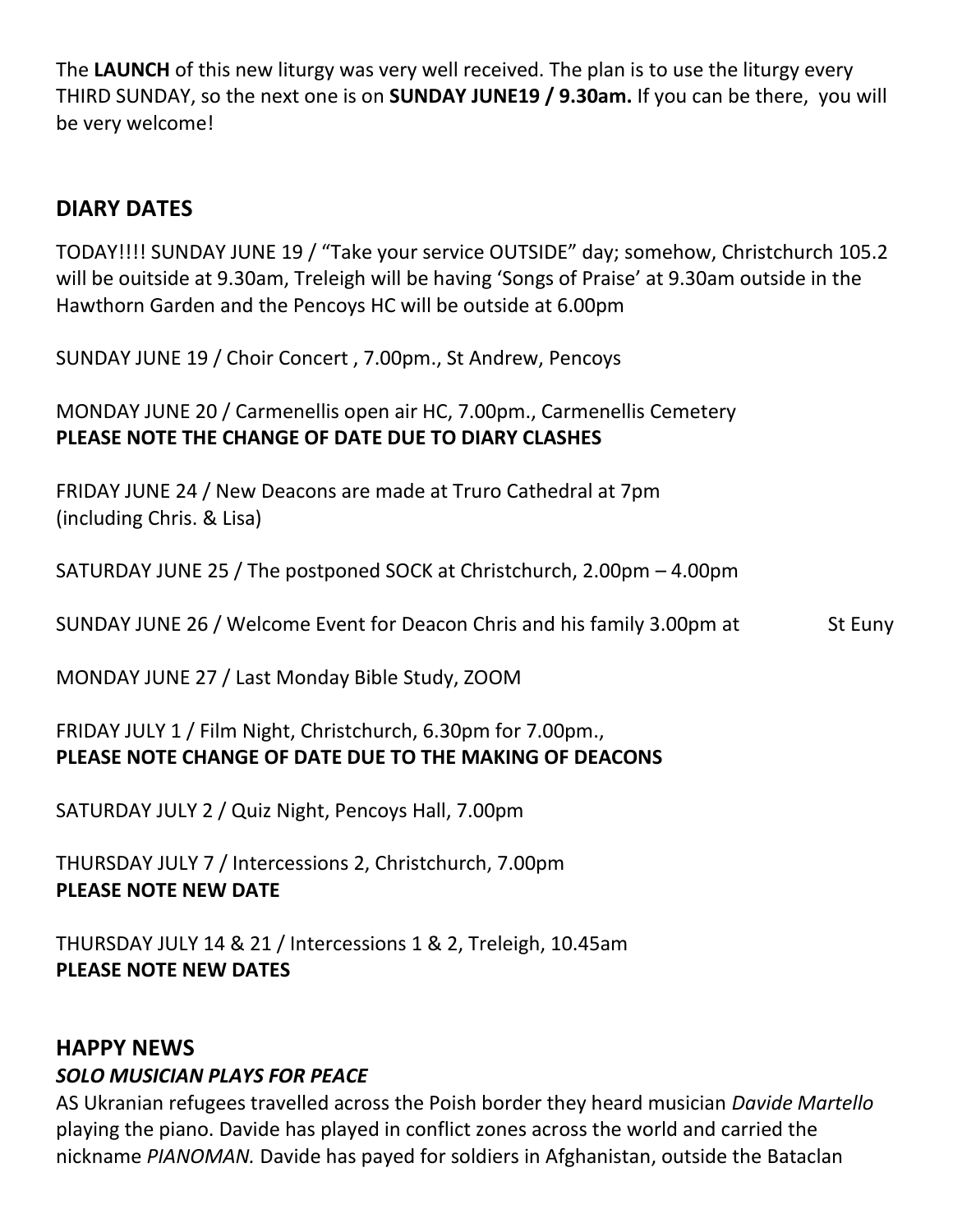The **LAUNCH** of this new liturgy was very well received. The plan is to use the liturgy every THIRD SUNDAY, so the next one is on **SUNDAY JUNE19 / 9.30am.** If you can be there, you will be very welcome!

## DIARY DATES

TODAY!!!! SUNDAY JUNE 19 / "Take your service OUTSIDE" day; somehow, Christchurch 105.2 will be ouitside at 9.30am, Treleigh will be having 'Songs of Praise' at 9.30am outside in the Hawthorn Garden and the Pencoys HC will be outside at 6.00pm

SUNDAY JUNE 19 / Choir Concert , 7.00pm., St Andrew, Pencoys

MONDAY JUNE 20 / Carmenellis open air HC, 7.00pm., Carmenellis Cemetery
**PLEASE NOTE THE CHANGE OF DATE DUE TO DIARY CLASHES**

FRIDAY JUNE 24 / New Deacons are made at Truro Cathedral at 7pm
(including Chris. & Lisa)

SATURDAY JUNE 25 / The postponed SOCK at Christchurch, 2.00pm – 4.00pm

SUNDAY JUNE 26 / Welcome Event for Deacon Chris and his family 3.00pm at St Euny

MONDAY JUNE 27 / Last Monday Bible Study, ZOOM

FRIDAY JULY 1 / Film Night, Christchurch, 6.30pm for 7.00pm.,
**PLEASE NOTE CHANGE OF DATE DUE TO THE MAKING OF DEACONS**

SATURDAY JULY 2 / Quiz Night, Pencoys Hall, 7.00pm

THURSDAY JULY 7 / Intercessions 2, Christchurch, 7.00pm
**PLEASE NOTE NEW DATE**

THURSDAY JULY 14 & 21 / Intercessions 1 & 2, Treleigh, 10.45am
**PLEASE NOTE NEW DATES**

## HAPPY NEWS

### *SOLO MUSICIAN PLAYS FOR PEACE*

AS Ukranian refugees travelled across the Poish border they heard musician *Davide Martello* playing the piano. Davide has played in conflict zones across the world and carried the nickname *PIANOMAN.* Davide has payed for soldiers in Afghanistan, outside the Bataclan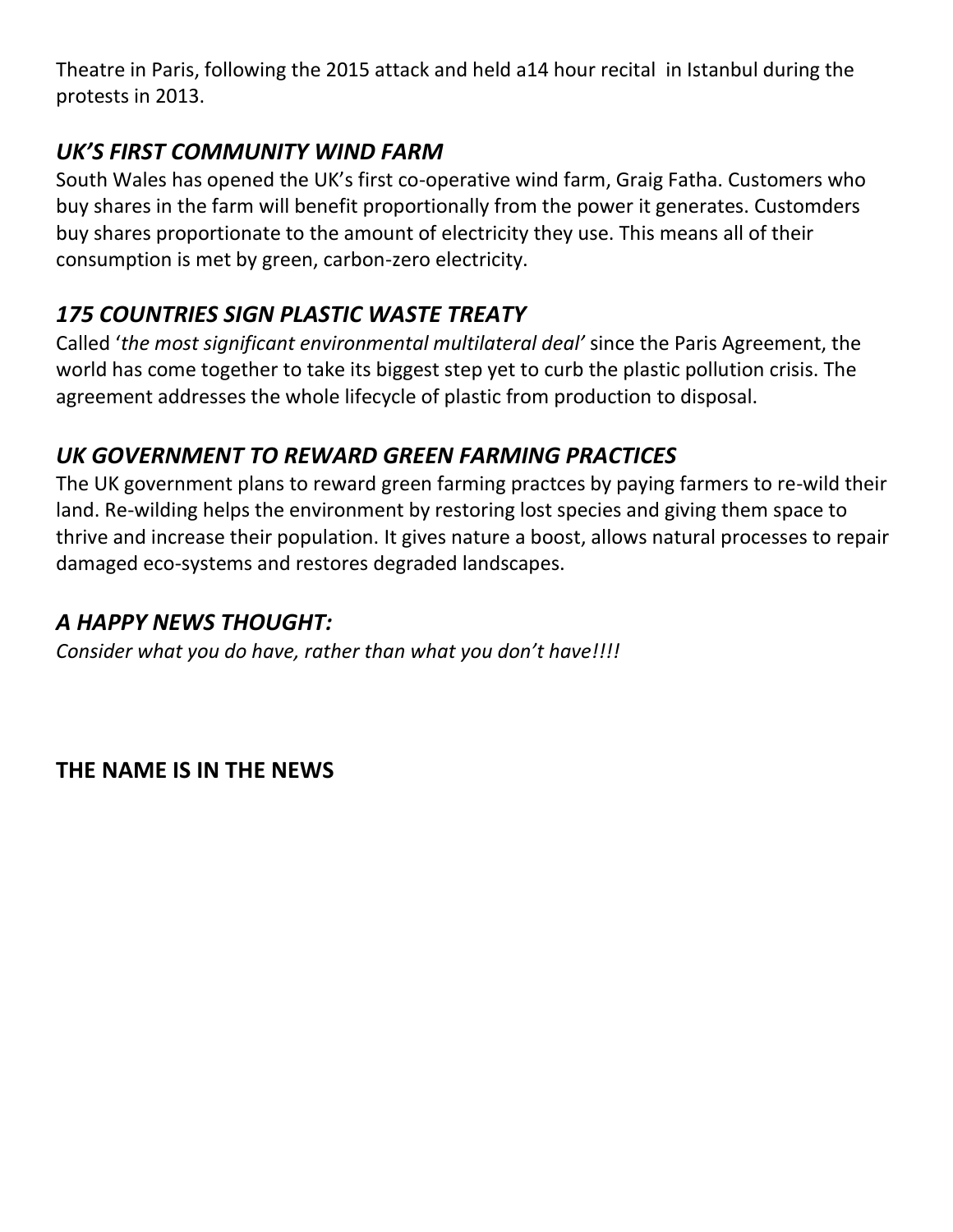Theatre in Paris, following the 2015 attack and held a14 hour recital in Istanbul during the protests in 2013.

## *UK'S FIRST COMMUNITY WIND FARM*

South Wales has opened the UK's first co-operative wind farm, Graig Fatha. Customers who buy shares in the farm will benefit proportionally from the power it generates. Customders buy shares proportionate to the amount of electricity they use. This means all of their consumption is met by green, carbon-zero electricity.

## *175 COUNTRIES SIGN PLASTIC WASTE TREATY*

Called '*the most significant environmental multilateral deal'* since the Paris Agreement, the world has come together to take its biggest step yet to curb the plastic pollution crisis. The agreement addresses the whole lifecycle of plastic from production to disposal.

## *UK GOVERNMENT TO REWARD GREEN FARMING PRACTICES*

The UK government plans to reward green farming practces by paying farmers to re-wild their land. Re-wilding helps the environment by restoring lost species and giving them space to thrive and increase their population. It gives nature a boost, allows natural processes to repair damaged eco-systems and restores degraded landscapes.

## *A HAPPY NEWS THOUGHT:*

*Consider what you do have, rather than what you don't have!!!!*

## THE NAME IS IN THE NEWS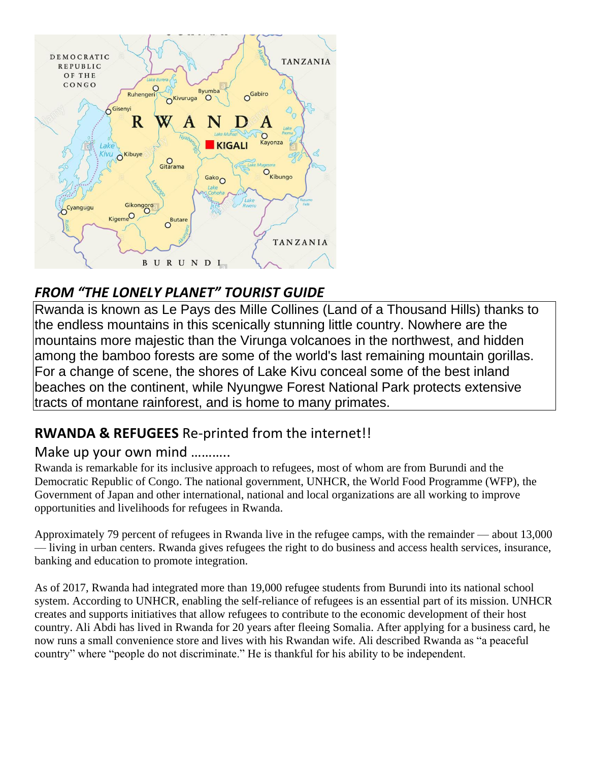### *FROM "THE LONELY PLANET" TOURIST GUIDE*

Rwanda is known as Le Pays des Mille Collines (Land of a Thousand Hills) thanks to the endless mountains in this scenically stunning little country. Nowhere are the mountains more majestic than the Virunga volcanoes in the northwest, and hidden among the bamboo forests are some of the world's last remaining mountain gorillas. For a change of scene, the shores of Lake Kivu conceal some of the best inland beaches on the continent, while Nyungwe Forest National Park protects extensive tracts of montane rainforest, and is home to many primates.

## **RWANDA & REFUGEES** Re-printed from the internet!!

Make up your own mind ………..

Rwanda is remarkable for its inclusive approach to refugees, most of whom are from Burundi and the Democratic Republic of Congo. The national government, UNHCR, the World Food Programme (WFP), the Government of Japan and other international, national and local organizations are all working to improve opportunities and livelihoods for refugees in Rwanda.

Approximately 79 percent of refugees in Rwanda live in the refugee camps, with the remainder — about 13,000 — living in urban centers. Rwanda gives refugees the right to do business and access health services, insurance, banking and education to promote integration.

As of 2017, Rwanda had integrated more than 19,000 refugee students from Burundi into its national school system. According to UNHCR, enabling the self-reliance of refugees is an essential part of its mission. UNHCR creates and supports initiatives that allow refugees to contribute to the economic development of their host country. Ali Abdi has lived in Rwanda for 20 years after fleeing Somalia. After applying for a business card, he now runs a small convenience store and lives with his Rwandan wife. Ali described Rwanda as "a peaceful country" where "people do not discriminate." He is thankful for his ability to be independent.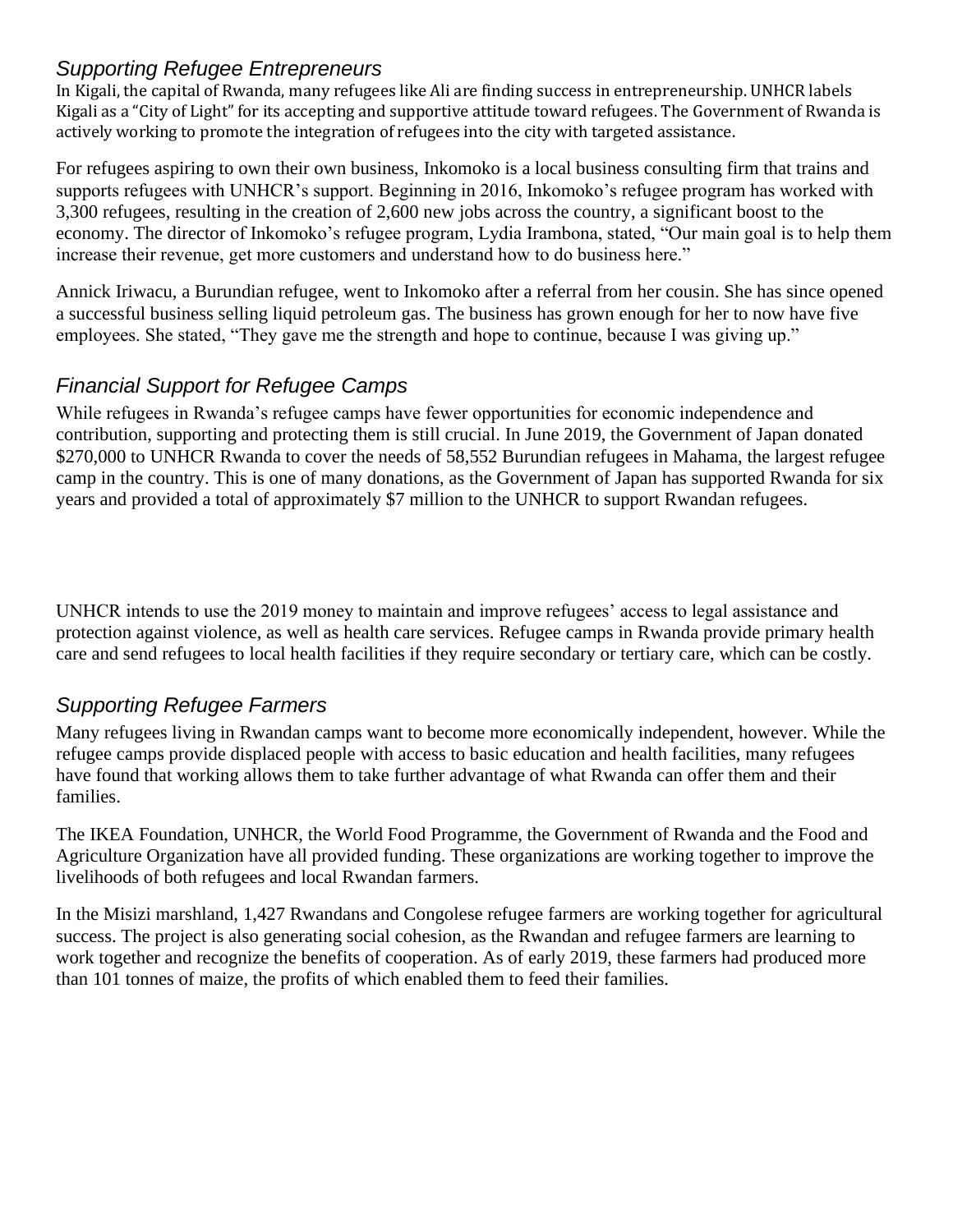## *Supporting Refugee Entrepreneurs*

In Kigali, the capital of Rwanda, many refugees like Ali are finding success in entrepreneurship. UNHCR labels Kigali as a "City of Light" for its accepting and supportive attitude toward refugees. The Government of Rwanda is actively working to promote the integration of refugees into the city with targeted assistance.

For refugees aspiring to own their own business, Inkomoko is a local business consulting firm that trains and supports refugees with UNHCR's support. Beginning in 2016, Inkomoko's refugee program has worked with 3,300 refugees, resulting in the creation of 2,600 new jobs across the country, a significant boost to the economy. The director of Inkomoko's refugee program, Lydia Irambona, stated, "Our main goal is to help them increase their revenue, get more customers and understand how to do business here."

Annick Iriwacu, a Burundian refugee, went to Inkomoko after a referral from her cousin. She has since opened a successful business selling liquid petroleum gas. The business has grown enough for her to now have five employees. She stated, "They gave me the strength and hope to continue, because I was giving up."

## *Financial Support for Refugee Camps*

While refugees in Rwanda's refugee camps have fewer opportunities for economic independence and contribution, supporting and protecting them is still crucial. In June 2019, the Government of Japan donated \$270,000 to UNHCR Rwanda to cover the needs of 58,552 Burundian refugees in Mahama, the largest refugee camp in the country. This is one of many donations, as the Government of Japan has supported Rwanda for six years and provided a total of approximately \$7 million to the UNHCR to support Rwandan refugees.

UNHCR intends to use the 2019 money to maintain and improve refugees' access to legal assistance and protection against violence, as well as health care services. Refugee camps in Rwanda provide primary health care and send refugees to local health facilities if they require secondary or tertiary care, which can be costly.

## *Supporting Refugee Farmers*

Many refugees living in Rwandan camps want to become more economically independent, however. While the refugee camps provide displaced people with access to basic education and health facilities, many refugees have found that working allows them to take further advantage of what Rwanda can offer them and their families.

The IKEA Foundation, UNHCR, the World Food Programme, the Government of Rwanda and the Food and Agriculture Organization have all provided funding. These organizations are working together to improve the livelihoods of both refugees and local Rwandan farmers.

In the Misizi marshland, 1,427 Rwandans and Congolese refugee farmers are working together for agricultural success. The project is also generating social cohesion, as the Rwandan and refugee farmers are learning to work together and recognize the benefits of cooperation. As of early 2019, these farmers had produced more than 101 tonnes of maize, the profits of which enabled them to feed their families.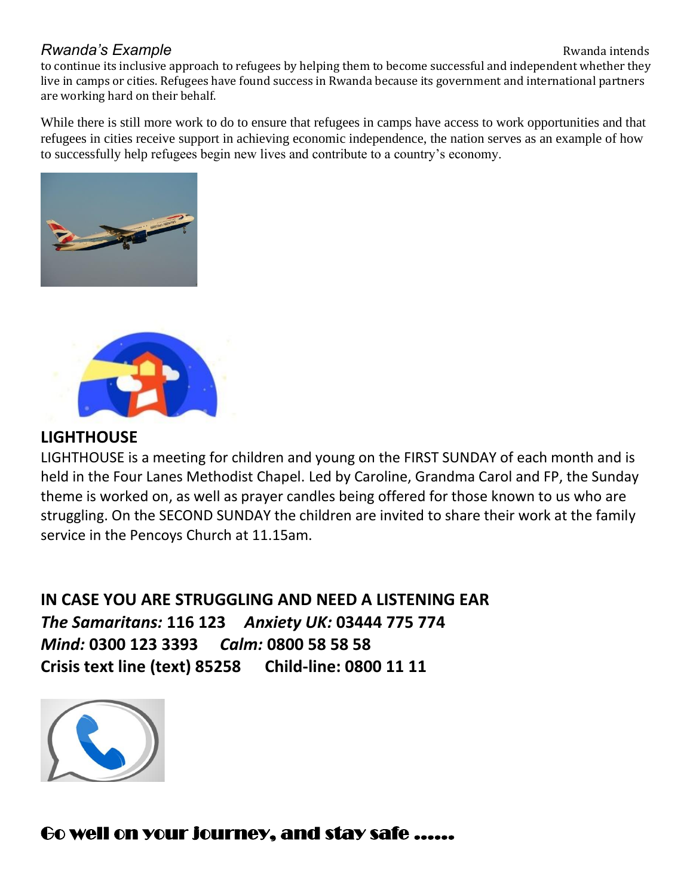*Rwanda's Example*

Rwanda intends to continue its inclusive approach to refugees by helping them to become successful and independent whether they live in camps or cities. Refugees have found success in Rwanda because its government and international partners are working hard on their behalf.

While there is still more work to do to ensure that refugees in camps have access to work opportunities and that refugees in cities receive support in achieving economic independence, the nation serves as an example of how to successfully help refugees begin new lives and contribute to a country's economy.

## LIGHTHOUSE

LIGHTHOUSE is a meeting for children and young on the FIRST SUNDAY of each month and is held in the Four Lanes Methodist Chapel. Led by Caroline, Grandma Carol and FP, the Sunday theme is worked on, as well as prayer candles being offered for those known to us who are struggling. On the SECOND SUNDAY the children are invited to share their work at the family service in the Pencoys Church at 11.15am.

## IN CASE YOU ARE STRUGGLING AND NEED A LISTENING EAR

***The Samaritans:* 116 123**    ***Anxiety UK:* 03444 775 774**
***Mind:* 0300 123 3393**    ***Calm:* 0800 58 58 58**
**Crisis text line (text) 85258**    **Child-line: 0800 11 11**

**Go well on your journey, and stay safe ......**